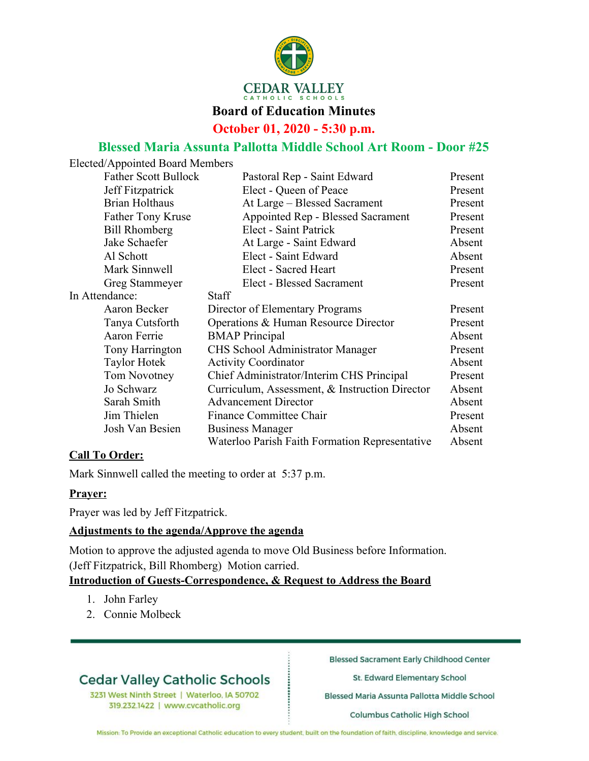# CEDAR VALLEY
CATHOLIC SCHOOLS

## Board of Education Minutes

**October 01, 2020 - 5:30 p.m.**

**Blessed Maria Assunta Pallotta Middle School Art Room - Door #25**

Elected/Appointed Board Members

| Name | Position | Status |
|---|---|---|
| Father Scott Bullock | Pastoral Rep - Saint Edward | Present |
| Jeff Fitzpatrick | Elect - Queen of Peace | Present |
| Brian Holthaus | At Large – Blessed Sacrament | Present |
| Father Tony Kruse | Appointed Rep - Blessed Sacrament | Present |
| Bill Rhomberg | Elect - Saint Patrick | Present |
| Jake Schaefer | At Large - Saint Edward | Absent |
| Al Schott | Elect - Saint Edward | Absent |
| Mark Sinnwell | Elect - Sacred Heart | Present |
| Greg Stammeyer | Elect - Blessed Sacrament | Present |

In Attendance: Staff

| Name | Position | Status |
|---|---|---|
| Aaron Becker | Director of Elementary Programs | Present |
| Tanya Cutsforth | Operations & Human Resource Director | Present |
| Aaron Ferrie | BMAP Principal | Absent |
| Tony Harrington | CHS School Administrator Manager | Present |
| Taylor Hotek | Activity Coordinator | Absent |
| Tom Novotney | Chief Administrator/Interim CHS Principal | Present |
| Jo Schwarz | Curriculum, Assessment, & Instruction Director | Absent |
| Sarah Smith | Advancement Director | Absent |
| Jim Thielen | Finance Committee Chair | Present |
| Josh Van Besien | Business Manager | Absent |
| | Waterloo Parish Faith Formation Representative | Absent |

**Call To Order:**

Mark Sinnwell called the meeting to order at 5:37 p.m.

**Prayer:**

Prayer was led by Jeff Fitzpatrick.

**Adjustments to the agenda/Approve the agenda**

Motion to approve the adjusted agenda to move Old Business before Information. (Jeff Fitzpatrick, Bill Rhomberg) Motion carried.

**Introduction of Guests-Correspondence, & Request to Address the Board**

1. John Farley
2. Connie Molbeck

Cedar Valley Catholic Schools
3231 West Ninth Street | Waterloo, IA 50702
319.232.1422 | www.cvcatholic.org

Blessed Sacrament Early Childhood Center
St. Edward Elementary School
Blessed Maria Assunta Pallotta Middle School
Columbus Catholic High School

Mission: To Provide an exceptional Catholic education to every student, built on the foundation of faith, discipline, knowledge and service.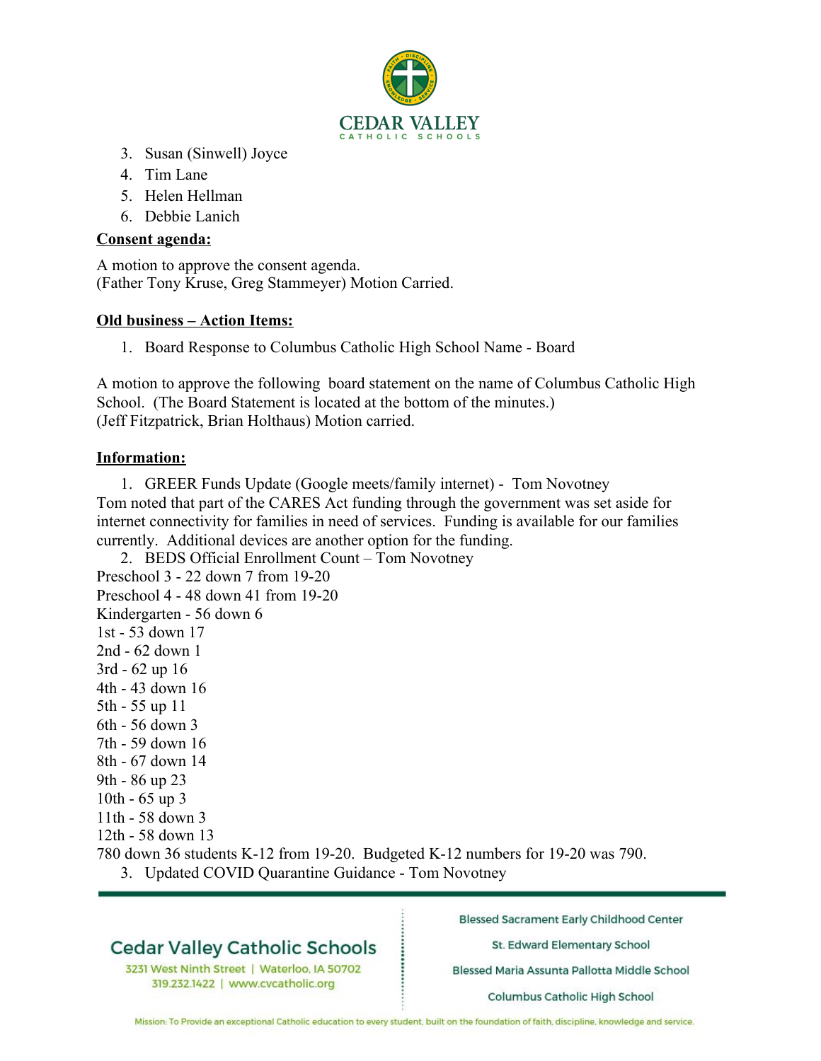3. Susan (Sinwell) Joyce
4. Tim Lane
5. Helen Hellman
6. Debbie Lanich

**Consent agenda:**

A motion to approve the consent agenda.
(Father Tony Kruse, Greg Stammeyer) Motion Carried.

**Old business – Action Items:**

1. Board Response to Columbus Catholic High School Name - Board

A motion to approve the following board statement on the name of Columbus Catholic High School. (The Board Statement is located at the bottom of the minutes.)
(Jeff Fitzpatrick, Brian Holthaus) Motion carried.

**Information:**

1. GREER Funds Update (Google meets/family internet) - Tom Novotney

Tom noted that part of the CARES Act funding through the government was set aside for internet connectivity for families in need of services. Funding is available for our families currently. Additional devices are another option for the funding.

2. BEDS Official Enrollment Count – Tom Novotney

Preschool 3 - 22 down 7 from 19-20
Preschool 4 - 48 down 41 from 19-20
Kindergarten - 56 down 6
1st - 53 down 17
2nd - 62 down 1
3rd - 62 up 16
4th - 43 down 16
5th - 55 up 11
6th - 56 down 3
7th - 59 down 16
8th - 67 down 14
9th - 86 up 23
10th - 65 up 3
11th - 58 down 3
12th - 58 down 13
780 down 36 students K-12 from 19-20. Budgeted K-12 numbers for 19-20 was 790.

3. Updated COVID Quarantine Guidance - Tom Novotney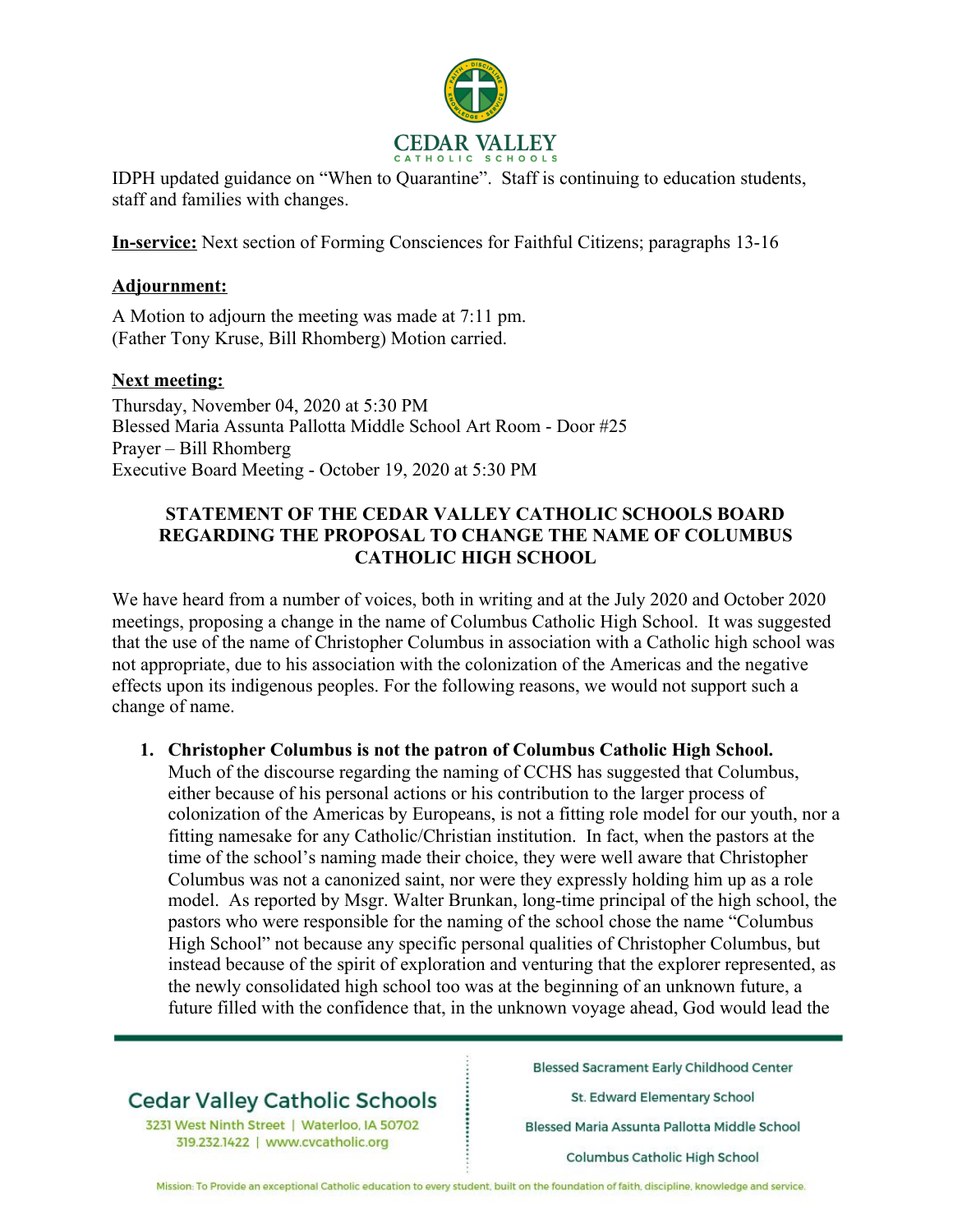IDPH updated guidance on "When to Quarantine". Staff is continuing to education students, staff and families with changes.

**In-service:** Next section of Forming Consciences for Faithful Citizens; paragraphs 13-16

**Adjournment:**

A Motion to adjourn the meeting was made at 7:11 pm.
(Father Tony Kruse, Bill Rhomberg) Motion carried.

**Next meeting:**

Thursday, November 04, 2020 at 5:30 PM
Blessed Maria Assunta Pallotta Middle School Art Room - Door #25
Prayer – Bill Rhomberg
Executive Board Meeting - October 19, 2020 at 5:30 PM

## STATEMENT OF THE CEDAR VALLEY CATHOLIC SCHOOLS BOARD REGARDING THE PROPOSAL TO CHANGE THE NAME OF COLUMBUS CATHOLIC HIGH SCHOOL

We have heard from a number of voices, both in writing and at the July 2020 and October 2020 meetings, proposing a change in the name of Columbus Catholic High School. It was suggested that the use of the name of Christopher Columbus in association with a Catholic high school was not appropriate, due to his association with the colonization of the Americas and the negative effects upon its indigenous peoples. For the following reasons, we would not support such a change of name.

1. **Christopher Columbus is not the patron of Columbus Catholic High School.** Much of the discourse regarding the naming of CCHS has suggested that Columbus, either because of his personal actions or his contribution to the larger process of colonization of the Americas by Europeans, is not a fitting role model for our youth, nor a fitting namesake for any Catholic/Christian institution. In fact, when the pastors at the time of the school's naming made their choice, they were well aware that Christopher Columbus was not a canonized saint, nor were they expressly holding him up as a role model. As reported by Msgr. Walter Brunkan, long-time principal of the high school, the pastors who were responsible for the naming of the school chose the name "Columbus High School" not because any specific personal qualities of Christopher Columbus, but instead because of the spirit of exploration and venturing that the explorer represented, as the newly consolidated high school too was at the beginning of an unknown future, a future filled with the confidence that, in the unknown voyage ahead, God would lead the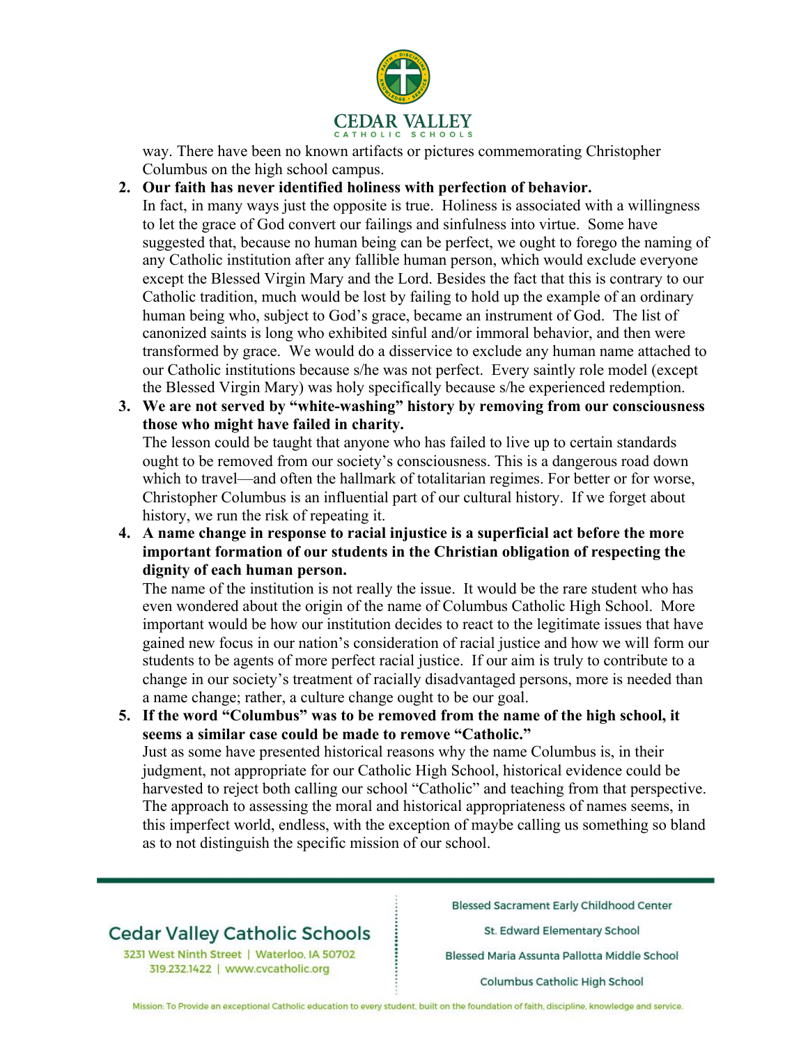way. There have been no known artifacts or pictures commemorating Christopher Columbus on the high school campus.

2. **Our faith has never identified holiness with perfection of behavior.**
   In fact, in many ways just the opposite is true. Holiness is associated with a willingness to let the grace of God convert our failings and sinfulness into virtue. Some have suggested that, because no human being can be perfect, we ought to forego the naming of any Catholic institution after any fallible human person, which would exclude everyone except the Blessed Virgin Mary and the Lord. Besides the fact that this is contrary to our Catholic tradition, much would be lost by failing to hold up the example of an ordinary human being who, subject to God's grace, became an instrument of God. The list of canonized saints is long who exhibited sinful and/or immoral behavior, and then were transformed by grace. We would do a disservice to exclude any human name attached to our Catholic institutions because s/he was not perfect. Every saintly role model (except the Blessed Virgin Mary) was holy specifically because s/he experienced redemption.
3. **We are not served by "white-washing" history by removing from our consciousness those who might have failed in charity.**
   The lesson could be taught that anyone who has failed to live up to certain standards ought to be removed from our society's consciousness. This is a dangerous road down which to travel—and often the hallmark of totalitarian regimes. For better or for worse, Christopher Columbus is an influential part of our cultural history. If we forget about history, we run the risk of repeating it.
4. **A name change in response to racial injustice is a superficial act before the more important formation of our students in the Christian obligation of respecting the dignity of each human person.**
   The name of the institution is not really the issue. It would be the rare student who has even wondered about the origin of the name of Columbus Catholic High School. More important would be how our institution decides to react to the legitimate issues that have gained new focus in our nation's consideration of racial justice and how we will form our students to be agents of more perfect racial justice. If our aim is truly to contribute to a change in our society's treatment of racially disadvantaged persons, more is needed than a name change; rather, a culture change ought to be our goal.
5. **If the word "Columbus" was to be removed from the name of the high school, it seems a similar case could be made to remove "Catholic."**
   Just as some have presented historical reasons why the name Columbus is, in their judgment, not appropriate for our Catholic High School, historical evidence could be harvested to reject both calling our school "Catholic" and teaching from that perspective. The approach to assessing the moral and historical appropriateness of names seems, in this imperfect world, endless, with the exception of maybe calling us something so bland as to not distinguish the specific mission of our school.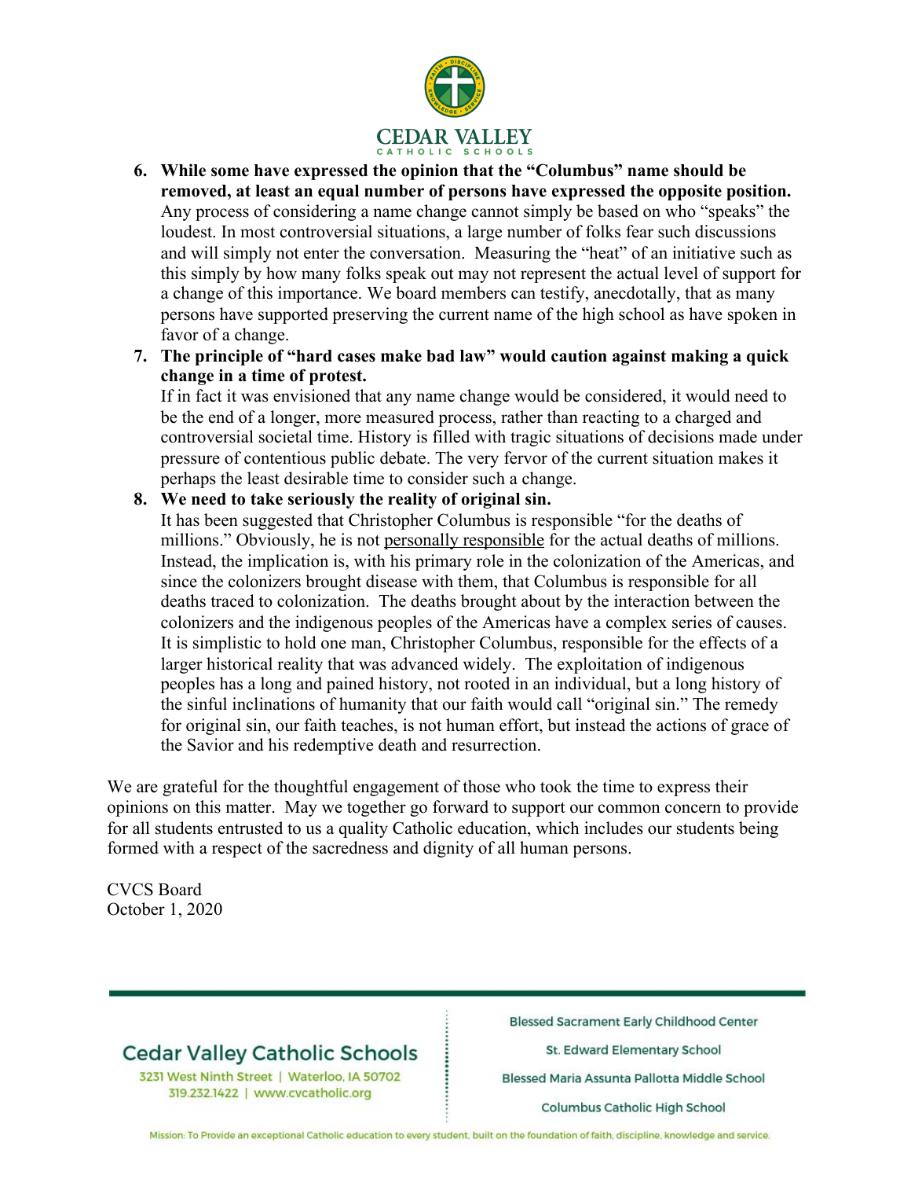6. **While some have expressed the opinion that the "Columbus" name should be removed, at least an equal number of persons have expressed the opposite position.** Any process of considering a name change cannot simply be based on who "speaks" the loudest. In most controversial situations, a large number of folks fear such discussions and will simply not enter the conversation. Measuring the "heat" of an initiative such as this simply by how many folks speak out may not represent the actual level of support for a change of this importance. We board members can testify, anecdotally, that as many persons have supported preserving the current name of the high school as have spoken in favor of a change.
7. **The principle of "hard cases make bad law" would caution against making a quick change in a time of protest.**
   If in fact it was envisioned that any name change would be considered, it would need to be the end of a longer, more measured process, rather than reacting to a charged and controversial societal time. History is filled with tragic situations of decisions made under pressure of contentious public debate. The very fervor of the current situation makes it perhaps the least desirable time to consider such a change.
8. **We need to take seriously the reality of original sin.**
   It has been suggested that Christopher Columbus is responsible "for the deaths of millions." Obviously, he is not personally responsible for the actual deaths of millions. Instead, the implication is, with his primary role in the colonization of the Americas, and since the colonizers brought disease with them, that Columbus is responsible for all deaths traced to colonization. The deaths brought about by the interaction between the colonizers and the indigenous peoples of the Americas have a complex series of causes. It is simplistic to hold one man, Christopher Columbus, responsible for the effects of a larger historical reality that was advanced widely. The exploitation of indigenous peoples has a long and pained history, not rooted in an individual, but a long history of the sinful inclinations of humanity that our faith would call "original sin." The remedy for original sin, our faith teaches, is not human effort, but instead the actions of grace of the Savior and his redemptive death and resurrection.

We are grateful for the thoughtful engagement of those who took the time to express their opinions on this matter. May we together go forward to support our common concern to provide for all students entrusted to us a quality Catholic education, which includes our students being formed with a respect of the sacredness and dignity of all human persons.

CVCS Board
October 1, 2020